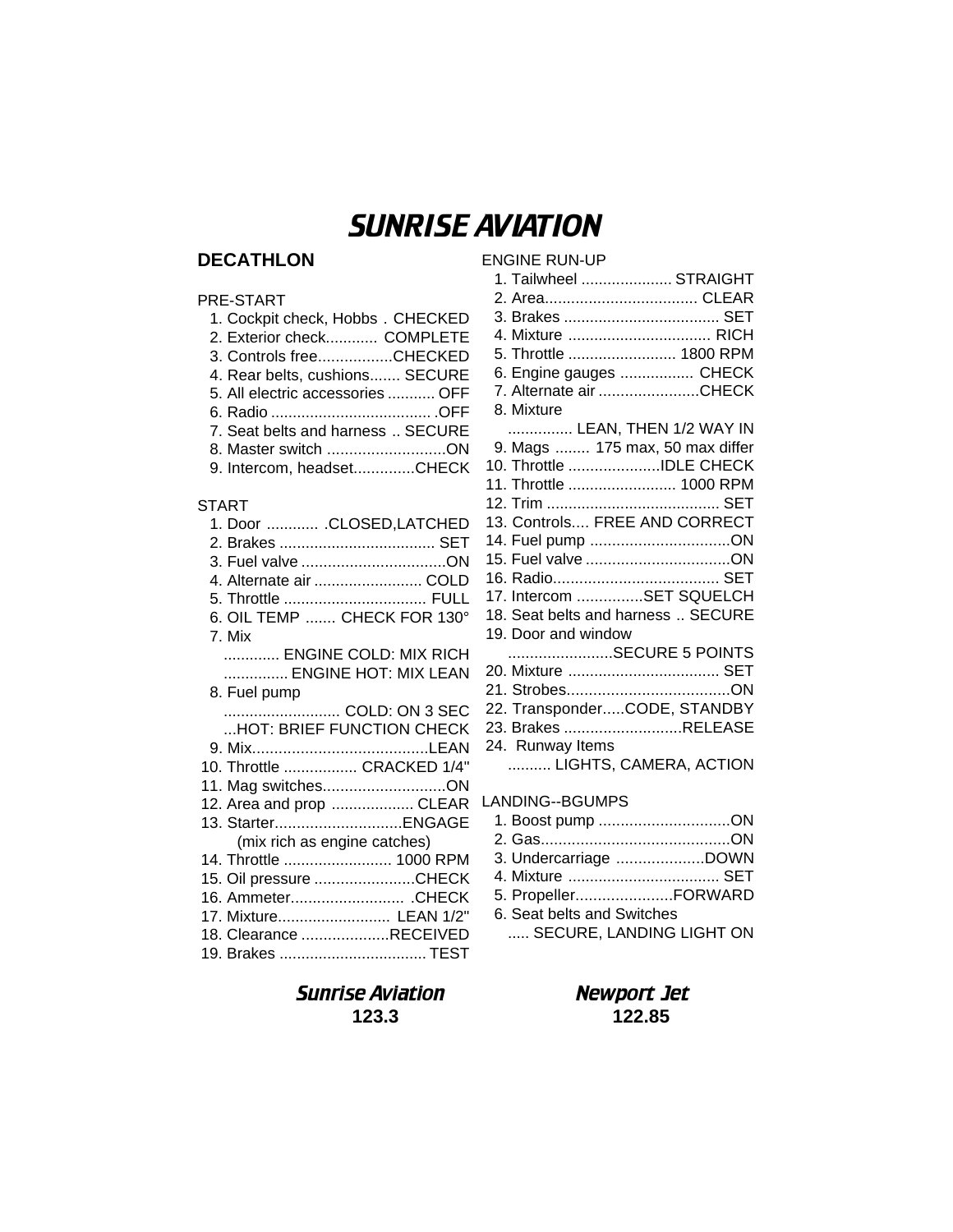# SUNRISE AVIATION

## DECATHLON

### PRE-START

1. Cockpit check, Hobbs . CHECKED
2. Exterior check............ COMPLETE
3. Controls free.................CHECKED
4. Rear belts, cushions....... SECURE
5. All electric accessories ........... OFF
6. Radio ..................................... .OFF
7. Seat belts and harness .. SECURE
8. Master switch ...........................ON
9. Intercom, headset..............CHECK

### START

1. Door ............ .CLOSED,LATCHED
2. Brakes .................................... SET
3. Fuel valve .................................ON
4. Alternate air ......................... COLD
5. Throttle ................................. FULL
6. OIL TEMP ....... CHECK FOR 130°
7. Mix
   ............. ENGINE COLD: MIX RICH
   ............... ENGINE HOT: MIX LEAN
8. Fuel pump
   .......................... COLD: ON 3 SEC
   ...HOT: BRIEF FUNCTION CHECK
9. Mix........................................LEAN
10. Throttle ................. CRACKED 1/4"
11. Mag switches............................ON
12. Area and prop ................... CLEAR
13. Starter.............................ENGAGE
    (mix rich as engine catches)
14. Throttle ......................... 1000 RPM
15. Oil pressure .......................CHECK
16. Ammeter.......................... .CHECK
17. Mixture.......................... LEAN 1/2"
18. Clearance ....................RECEIVED
19. Brakes .................................. TEST

### ENGINE RUN-UP

1. Tailwheel ..................... STRAIGHT
2. Area................................... CLEAR
3. Brakes .................................... SET
4. Mixture ................................. RICH
5. Throttle ......................... 1800 RPM
6. Engine gauges ................. CHECK
7. Alternate air .......................CHECK
8. Mixture
   ............... LEAN, THEN 1/2 WAY IN
9. Mags ........ 175 max, 50 max differ
10. Throttle .....................IDLE CHECK
11. Throttle ......................... 1000 RPM
12. Trim ........................................ SET
13. Controls.... FREE AND CORRECT
14. Fuel pump ................................ON
15. Fuel valve .................................ON
16. Radio...................................... SET
17. Intercom ...............SET SQUELCH
18. Seat belts and harness .. SECURE
19. Door and window
    ........................SECURE 5 POINTS
20. Mixture ................................... SET
21. Strobes.....................................ON
22. Transponder.....CODE, STANDBY
23. Brakes ...........................RELEASE
24. Runway Items
    .......... LIGHTS, CAMERA, ACTION

### LANDING--BGUMPS

1. Boost pump ..............................ON
2. Gas...........................................ON
3. Undercarriage ....................DOWN
4. Mixture ................................... SET
5. Propeller......................FORWARD
6. Seat belts and Switches
   ..... SECURE, LANDING LIGHT ON

***Sunrise Aviation***
**123.3**

***Newport Jet***
**122.85**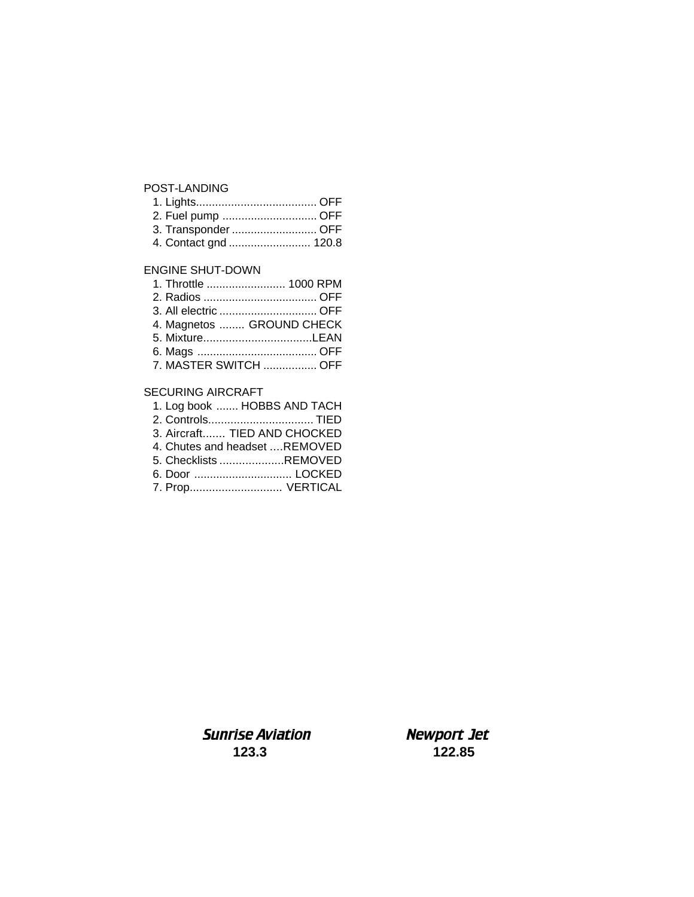POST-LANDING

1. Lights...................................... OFF
2. Fuel pump .............................. OFF
3. Transponder ........................... OFF
4. Contact gnd .......................... 120.8

ENGINE SHUT-DOWN

1. Throttle ......................... 1000 RPM
2. Radios .................................... OFF
3. All electric ............................... OFF
4. Magnetos ........ GROUND CHECK
5. Mixture..................................LEAN
6. Mags ...................................... OFF
7. MASTER SWITCH ................. OFF

SECURING AIRCRAFT

1. Log book ....... HOBBS AND TACH
2. Controls................................. TIED
3. Aircraft....... TIED AND CHOCKED
4. Chutes and headset ....REMOVED
5. Checklists ....................REMOVED
6. Door ............................... LOCKED
7. Prop............................. VERTICAL

***Sunrise Aviation***
**123.3**

***Newport Jet***
**122.85**